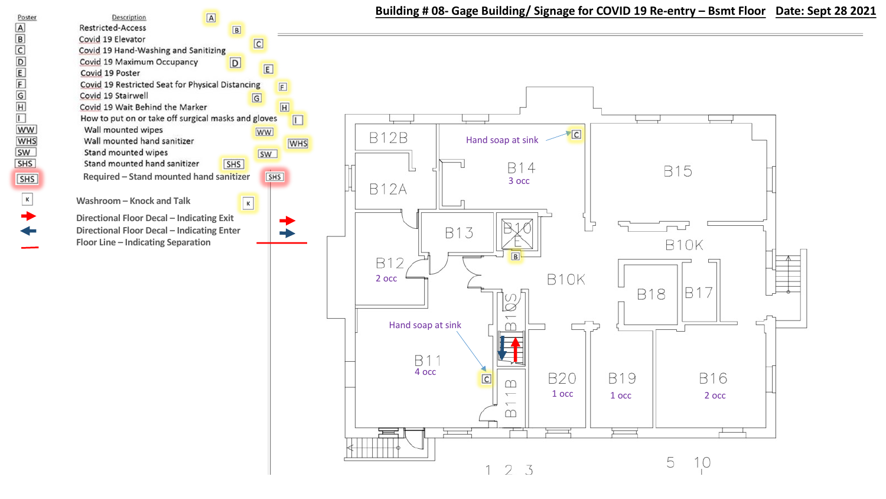# Building # 08- Gage Building/ Signage for COVID 19 Re-entry – Bsmt Floor    Date: Sept 28 2021

| Poster | Description |
| --- | --- |
| A | Restricted-Access |
| B | Covid 19 Elevator |
| C | Covid 19 Hand-Washing and Sanitizing |
| D | Covid 19 Maximum Occupancy |
| E | Covid 19 Poster |
| F | Covid 19 Restricted Seat for Physical Distancing |
| G | Covid 19 Stairwell |
| H | Covid 19 Wait Behind the Marker |
| I | How to put on or take off surgical masks and gloves |
| WW | Wall mounted wipes |
| WHS | Wall mounted hand sanitizer |
| SW | Stand mounted wipes |
| SHS | Stand mounted hand sanitizer |
| SHS | Required – Stand mounted hand sanitizer |
| K | Washroom – Knock and Talk |
| (red arrow) | Directional Floor Decal – Indicating Exit |
| (blue arrow) | Directional Floor Decal – Indicating Enter |
| (red line) | Floor Line – Indicating Separation |

B12B
B12A
B14 — 3 occ — Hand soap at sink [C]
B15
B13
B10 E [B]
B10K
B12 — 2 occ
B18
B17
B10S
B11 — 4 occ — Hand soap at sink [C]
B11B
B20 — 1 occ
B19 — 1 occ
B16 — 2 occ

1 2 3    5 10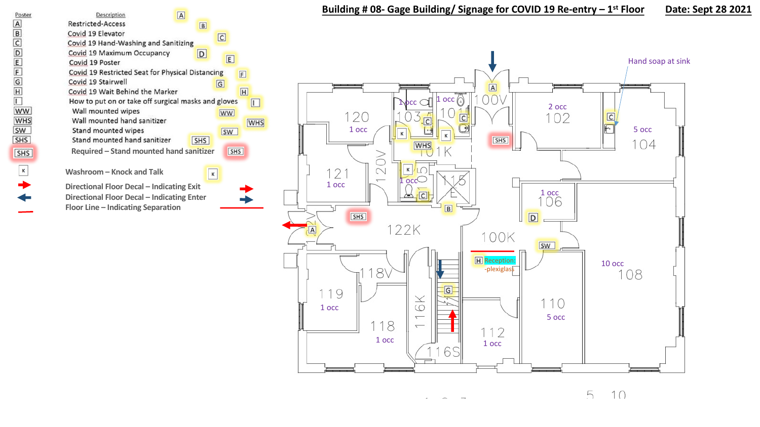# Building # 08- Gage Building/ Signage for COVID 19 Re-entry – 1st Floor

**Date: Sept 28 2021**

| Poster | Description |
|---|---|
| A | Restricted-Access |
| B | Covid 19 Elevator |
| C | Covid 19 Hand-Washing and Sanitizing |
| D | Covid 19 Maximum Occupancy |
| E | Covid 19 Poster |
| F | Covid 19 Restricted Seat for Physical Distancing |
| G | Covid 19 Stairwell |
| H | Covid 19 Wait Behind the Marker |
| I | How to put on or take off surgical masks and gloves |
| WW | Wall mounted wipes |
| WHS | Wall mounted hand sanitizer |
| SW | Stand mounted wipes |
| SHS | Stand mounted hand sanitizer |
| SHS | Required – Stand mounted hand sanitizer |
| K | Washroom – Knock and Talk |
| Red arrow | Directional Floor Decal – Indicating Exit |
| Blue arrow | Directional Floor Decal – Indicating Enter |
| Red line | Floor Line – Indicating Separation |

Hand soap at sink

Reception: -plexiglass

| Room | Occupancy |
|---|---|
| 120 | 1 occ |
| 121 | 1 occ |
| 103 | 1 occ |
| 101 | 1 occ |
| 105 | 1 occ |
| 102 | 2 occ |
| 104 | 5 occ |
| 106 | 1 occ |
| 108 | 10 occ |
| 110 | 5 occ |
| 112 | 1 occ |
| 118 | 1 occ |
| 119 | 1 occ |

Other spaces: 100V, 101K, 115E, 120V, 122K, 100K, 118V, 116K, 116S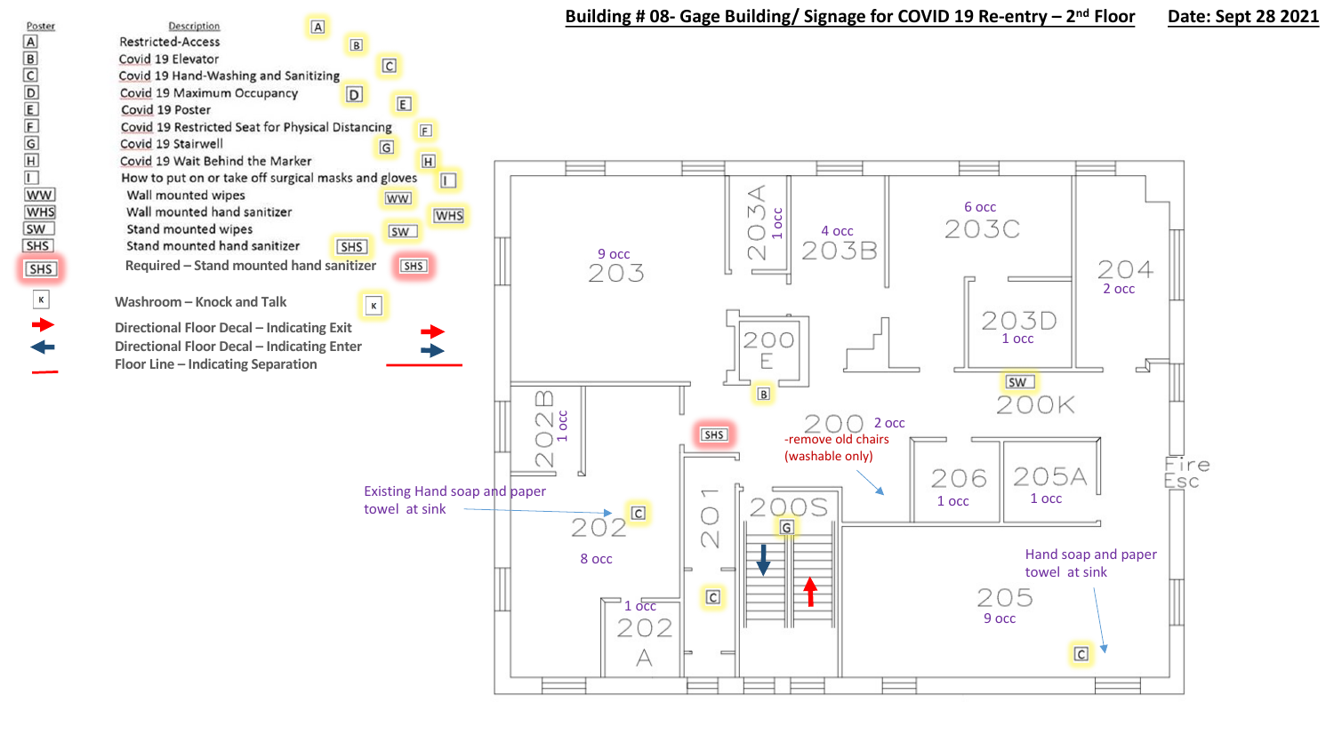# Building # 08- Gage Building/ Signage for COVID 19 Re-entry – 2nd Floor

**Date: Sept 28 2021**

| Poster | Description |
| --- | --- |
| A | Restricted-Access |
| B | Covid 19 Elevator |
| C | Covid 19 Hand-Washing and Sanitizing |
| D | Covid 19 Maximum Occupancy |
| E | Covid 19 Poster |
| F | Covid 19 Restricted Seat for Physical Distancing |
| G | Covid 19 Stairwell |
| H | Covid 19 Wait Behind the Marker |
| I | How to put on or take off surgical masks and gloves |
| WW | Wall mounted wipes |
| WHS | Wall mounted hand sanitizer |
| SW | Stand mounted wipes |
| SHS | Stand mounted hand sanitizer |
| SHS | Required – Stand mounted hand sanitizer |
| K | Washroom – Knock and Talk |
| (red arrow) | Directional Floor Decal – Indicating Exit |
| (blue arrow) | Directional Floor Decal – Indicating Enter |
| (red line) | Floor Line – Indicating Separation |

Floor plan rooms and occupancy:

- 203 – 9 occ
- 203A – 1 occ
- 203B – 4 occ
- 203C – 6 occ
- 204 – 2 occ
- 203D – 1 occ
- 200E – B
- 200K – SW
- 202B – 1 occ
- SHS (required)
- 200 – 2 occ; -remove old chairs (washable only)
- 206 – 1 occ
- 205A – 1 occ
- Fire Esc
- Existing Hand soap and paper towel at sink → 202 – C
- 202 – 8 occ
- 201 – C
- 200S – G
- 202A – 1 occ
- 205 – 9 occ
- Hand soap and paper towel at sink → C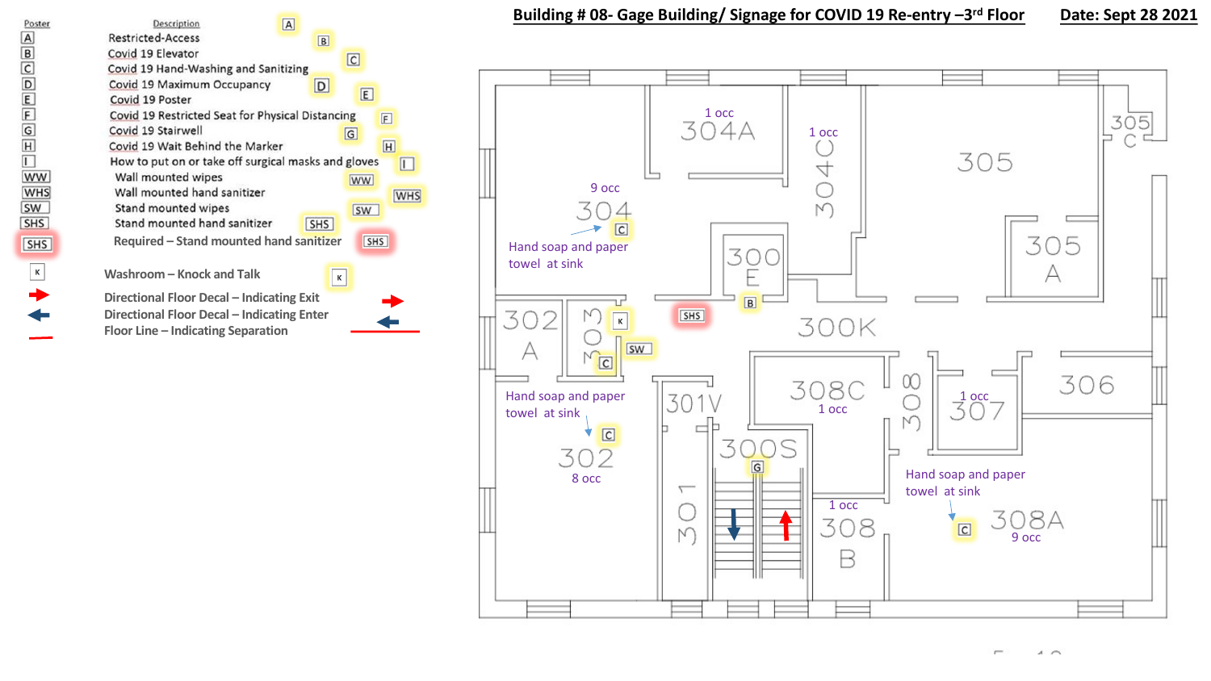**Building # 08- Gage Building/ Signage for COVID 19 Re-entry –3rd Floor** **Date: Sept 28 2021**

| Poster | Description |
| --- | --- |
| A | Restricted-Access |
| B | Covid 19 Elevator |
| C | Covid 19 Hand-Washing and Sanitizing |
| D | Covid 19 Maximum Occupancy |
| E | Covid 19 Poster |
| F | Covid 19 Restricted Seat for Physical Distancing |
| G | Covid 19 Stairwell |
| H | Covid 19 Wait Behind the Marker |
| I | How to put on or take off surgical masks and gloves |
| WW | Wall mounted wipes |
| WHS | Wall mounted hand sanitizer |
| SW | Stand mounted wipes |
| SHS | Stand mounted hand sanitizer |
| SHS | Required – Stand mounted hand sanitizer |
| K | Washroom – Knock and Talk |
| | Directional Floor Decal – Indicating Exit |
| | Directional Floor Decal – Indicating Enter |
| | Floor Line – Indicating Separation |

304A
1 occ

304C
1 occ

305

305 C

304
9 occ
C
Hand soap and paper towel at sink

300 E
B

305 A

300K
SHS

302 A

303
K
SW
C

Hand soap and paper towel at sink

302
C
8 occ

301V

301

300S
G

308C
1 occ

308

307
1 occ

306

308B
1 occ

Hand soap and paper towel at sink

308A
C
9 occ